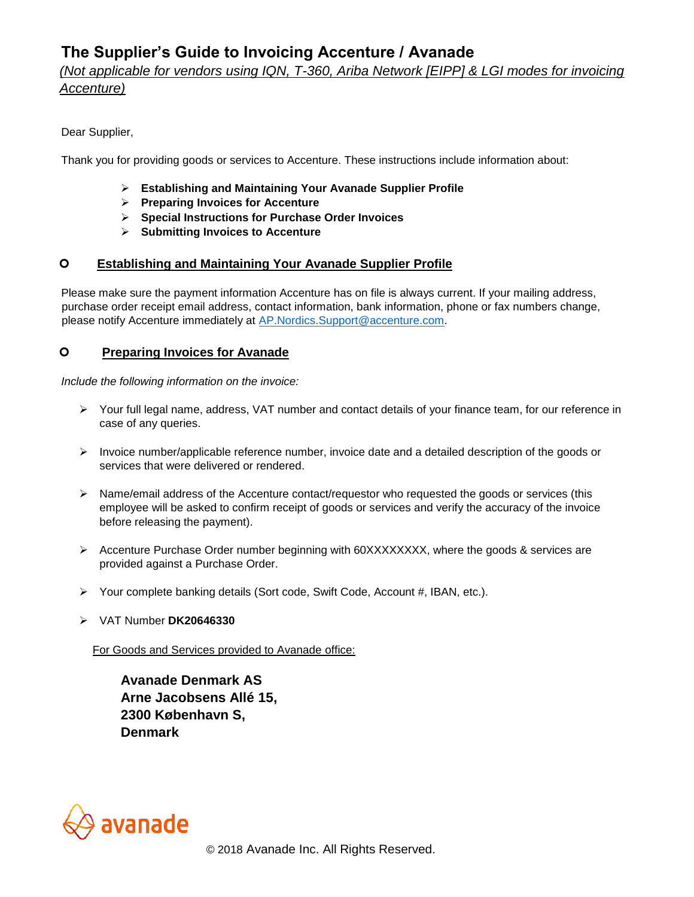# The Supplier's Guide to Invoicing Accenture / Avanade

*(Not applicable for vendors using IQN, T-360, Ariba Network [EIPP] & LGI modes for invoicing Accenture)*

Dear Supplier,

Thank you for providing goods or services to Accenture. These instructions include information about:

- **Establishing and Maintaining Your Avanade Supplier Profile**
- **Preparing Invoices for Accenture**
- **Special Instructions for Purchase Order Invoices**
- **Submitting Invoices to Accenture**

## Establishing and Maintaining Your Avanade Supplier Profile

Please make sure the payment information Accenture has on file is always current. If your mailing address, purchase order receipt email address, contact information, bank information, phone or fax numbers change, please notify Accenture immediately at AP.Nordics.Support@accenture.com.

## Preparing Invoices for Avanade

*Include the following information on the invoice:*

- Your full legal name, address, VAT number and contact details of your finance team, for our reference in case of any queries.
- Invoice number/applicable reference number, invoice date and a detailed description of the goods or services that were delivered or rendered.
- Name/email address of the Accenture contact/requestor who requested the goods or services (this employee will be asked to confirm receipt of goods or services and verify the accuracy of the invoice before releasing the payment).
- Accenture Purchase Order number beginning with 60XXXXXXXX, where the goods & services are provided against a Purchase Order.
- Your complete banking details (Sort code, Swift Code, Account #, IBAN, etc.).
- VAT Number **DK20646330**

For Goods and Services provided to Avanade office:

**Avanade Denmark AS**
**Arne Jacobsens Allé 15,**
**2300 København S,**
**Denmark**

© 2018 Avanade Inc. All Rights Reserved.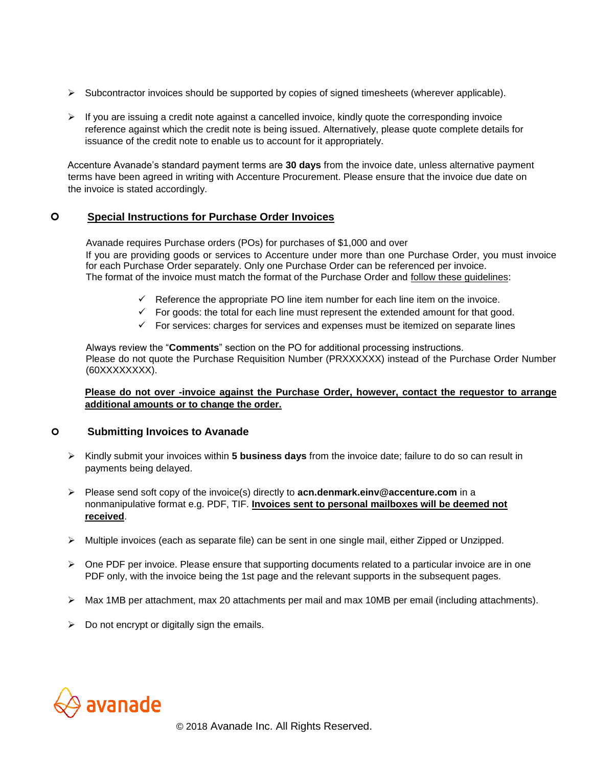- Subcontractor invoices should be supported by copies of signed timesheets (wherever applicable).

- If you are issuing a credit note against a cancelled invoice, kindly quote the corresponding invoice reference against which the credit note is being issued. Alternatively, please quote complete details for issuance of the credit note to enable us to account for it appropriately.

Accenture Avanade's standard payment terms are **30 days** from the invoice date, unless alternative payment terms have been agreed in writing with Accenture Procurement. Please ensure that the invoice due date on the invoice is stated accordingly.

## Special Instructions for Purchase Order Invoices

Avanade requires Purchase orders (POs) for purchases of $1,000 and over
If you are providing goods or services to Accenture under more than one Purchase Order, you must invoice for each Purchase Order separately. Only one Purchase Order can be referenced per invoice.
The format of the invoice must match the format of the Purchase Order and follow these guidelines:

- ✓ Reference the appropriate PO line item number for each line item on the invoice.
- ✓ For goods: the total for each line must represent the extended amount for that good.
- ✓ For services: charges for services and expenses must be itemized on separate lines

Always review the "**Comments**" section on the PO for additional processing instructions.
Please do not quote the Purchase Requisition Number (PRXXXXXX) instead of the Purchase Order Number (60XXXXXXXX).

**Please do not over -invoice against the Purchase Order, however, contact the requestor to arrange additional amounts or to change the order.**

## Submitting Invoices to Avanade

- Kindly submit your invoices within **5 business days** from the invoice date; failure to do so can result in payments being delayed.

- Please send soft copy of the invoice(s) directly to **acn.denmark.einv@accenture.com** in a nonmanipulative format e.g. PDF, TIF. **Invoices sent to personal mailboxes will be deemed not received**.

- Multiple invoices (each as separate file) can be sent in one single mail, either Zipped or Unzipped.

- One PDF per invoice. Please ensure that supporting documents related to a particular invoice are in one PDF only, with the invoice being the 1st page and the relevant supports in the subsequent pages.

- Max 1MB per attachment, max 20 attachments per mail and max 10MB per email (including attachments).

- Do not encrypt or digitally sign the emails.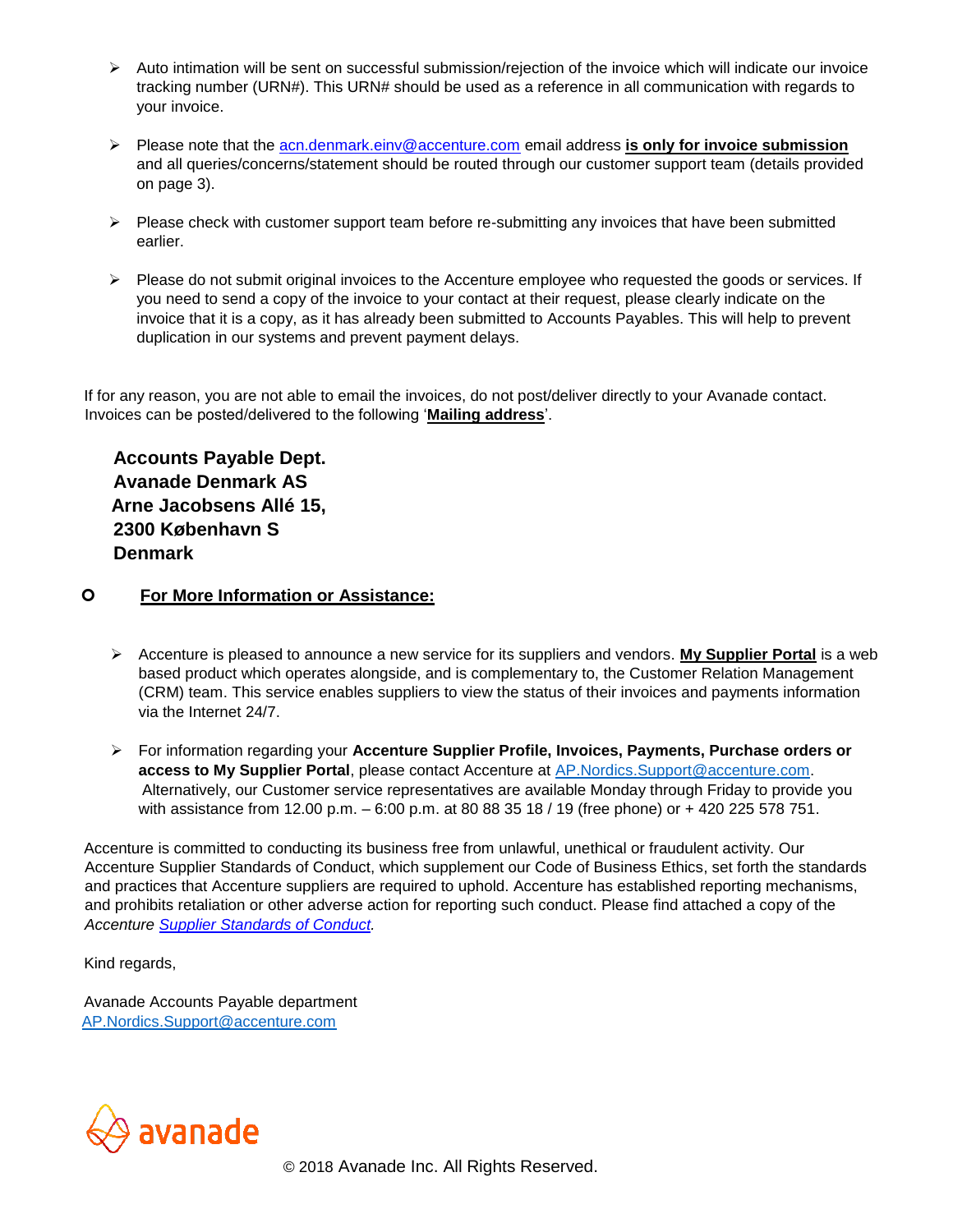- Auto intimation will be sent on successful submission/rejection of the invoice which will indicate our invoice tracking number (URN#). This URN# should be used as a reference in all communication with regards to your invoice.

- Please note that the acn.denmark.einv@accenture.com email address **is only for invoice submission** and all queries/concerns/statement should be routed through our customer support team (details provided on page 3).

- Please check with customer support team before re-submitting any invoices that have been submitted earlier.

- Please do not submit original invoices to the Accenture employee who requested the goods or services. If you need to send a copy of the invoice to your contact at their request, please clearly indicate on the invoice that it is a copy, as it has already been submitted to Accounts Payables. This will help to prevent duplication in our systems and prevent payment delays.

If for any reason, you are not able to email the invoices, do not post/deliver directly to your Avanade contact. Invoices can be posted/delivered to the following '**Mailing address**'.

**Accounts Payable Dept.**
**Avanade Denmark AS**
**Arne Jacobsens Allé 15,**
**2300 København S**
**Denmark**

- **For More Information or Assistance:**

  - Accenture is pleased to announce a new service for its suppliers and vendors. **My Supplier Portal** is a web based product which operates alongside, and is complementary to, the Customer Relation Management (CRM) team. This service enables suppliers to view the status of their invoices and payments information via the Internet 24/7.

  - For information regarding your **Accenture Supplier Profile, Invoices, Payments, Purchase orders or access to My Supplier Portal**, please contact Accenture at AP.Nordics.Support@accenture.com. Alternatively, our Customer service representatives are available Monday through Friday to provide you with assistance from 12.00 p.m. – 6:00 p.m. at 80 88 35 18 / 19 (free phone) or + 420 225 578 751.

Accenture is committed to conducting its business free from unlawful, unethical or fraudulent activity. Our Accenture Supplier Standards of Conduct, which supplement our Code of Business Ethics, set forth the standards and practices that Accenture suppliers are required to uphold. Accenture has established reporting mechanisms, and prohibits retaliation or other adverse action for reporting such conduct. Please find attached a copy of the *Accenture Supplier Standards of Conduct.*

Kind regards,

Avanade Accounts Payable department
AP.Nordics.Support@accenture.com

avanade

© 2018 Avanade Inc. All Rights Reserved.